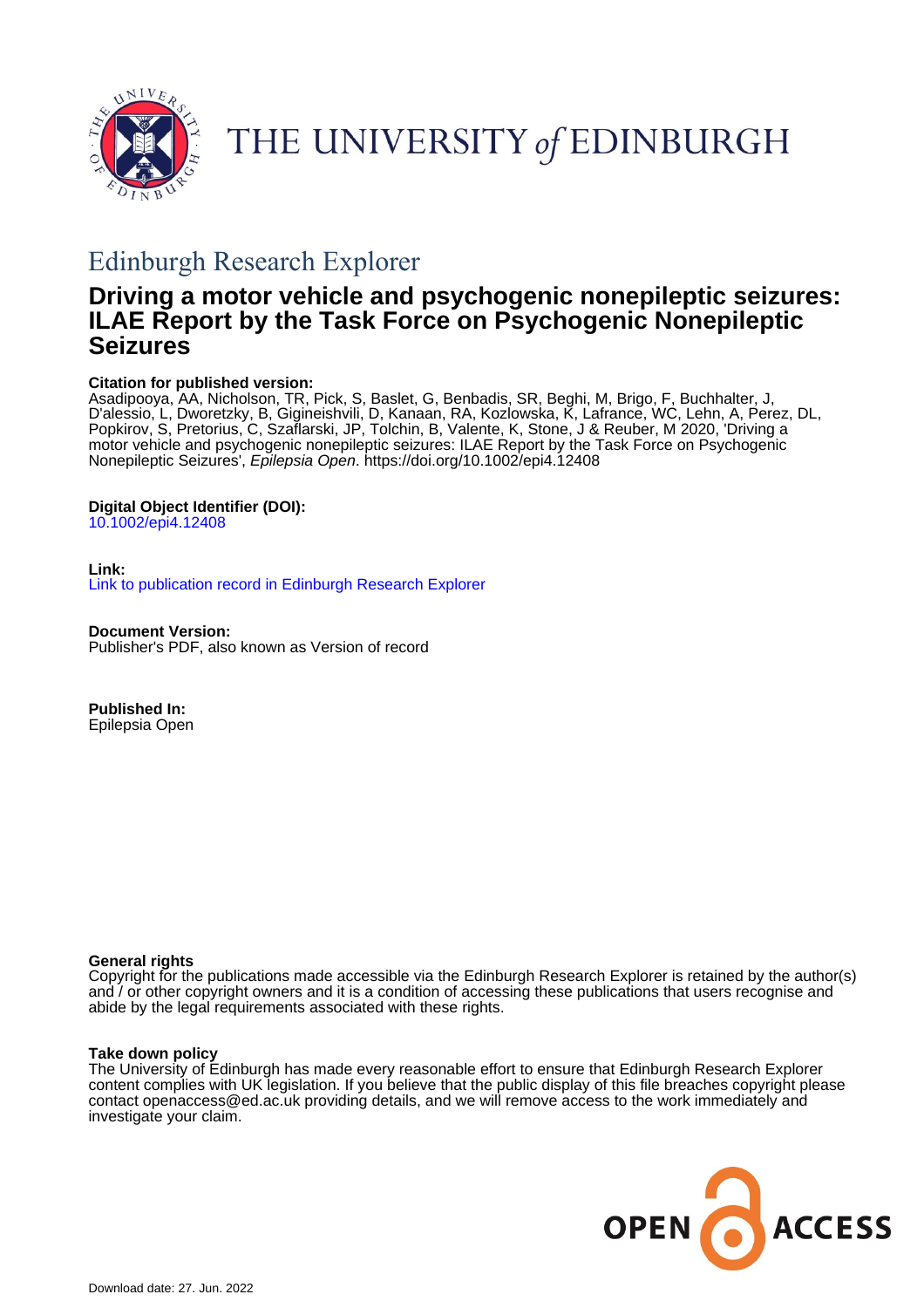THE UNIVERSITY of EDINBURGH

## Edinburgh Research Explorer

# Driving a motor vehicle and psychogenic nonepileptic seizures: ILAE Report by the Task Force on Psychogenic Nonepileptic Seizures

**Citation for published version:**
Asadipooya, AA, Nicholson, TR, Pick, S, Baslet, G, Benbadis, SR, Beghi, M, Brigo, F, Buchhalter, J, D'alessio, L, Dworetzky, B, Gigineishvili, D, Kanaan, RA, Kozlowska, K, Lafrance, WC, Lehn, A, Perez, DL, Popkirov, S, Pretorius, C, Szaflarski, JP, Tolchin, B, Valente, K, Stone, J & Reuber, M 2020, 'Driving a motor vehicle and psychogenic nonepileptic seizures: ILAE Report by the Task Force on Psychogenic Nonepileptic Seizures', *Epilepsia Open*. https://doi.org/10.1002/epi4.12408

**Digital Object Identifier (DOI):**
10.1002/epi4.12408

**Link:**
Link to publication record in Edinburgh Research Explorer

**Document Version:**
Publisher's PDF, also known as Version of record

**Published In:**
Epilepsia Open

**General rights**
Copyright for the publications made accessible via the Edinburgh Research Explorer is retained by the author(s) and / or other copyright owners and it is a condition of accessing these publications that users recognise and abide by the legal requirements associated with these rights.

**Take down policy**
The University of Edinburgh has made every reasonable effort to ensure that Edinburgh Research Explorer content complies with UK legislation. If you believe that the public display of this file breaches copyright please contact openaccess@ed.ac.uk providing details, and we will remove access to the work immediately and investigate your claim.

OPEN ACCESS

Download date: 27. Jun. 2022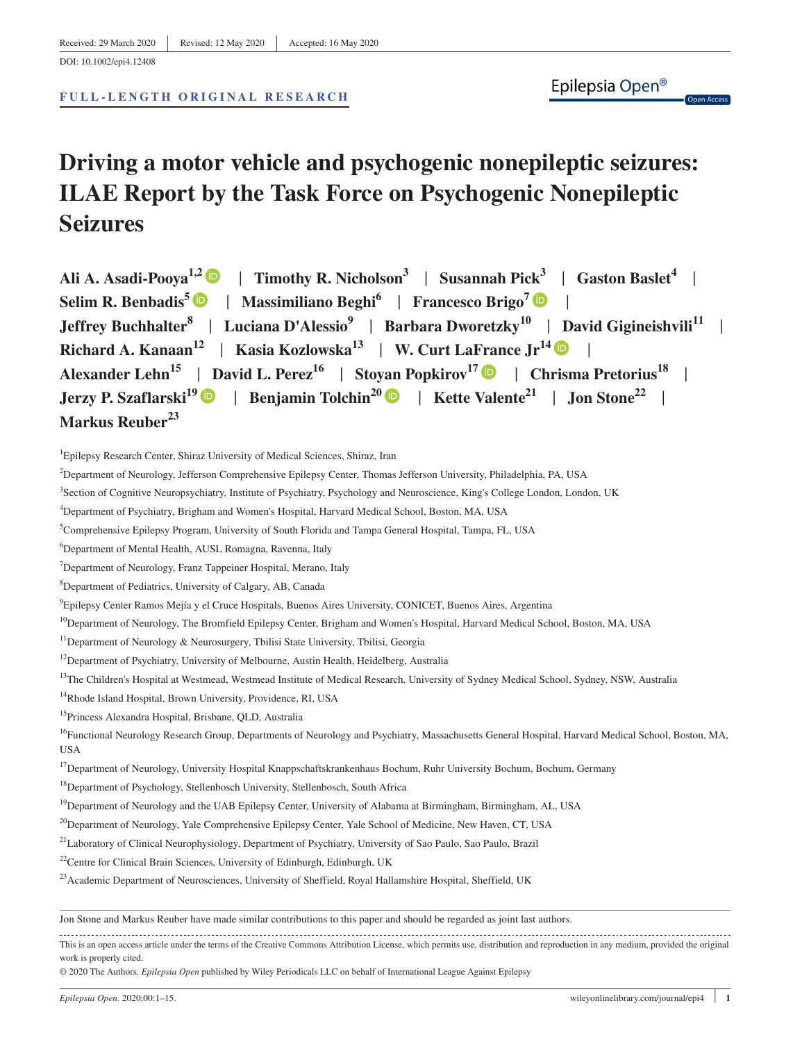Received: 29 March 2020 | Revised: 12 May 2020 | Accepted: 16 May 2020

DOI: 10.1002/epi4.12408

FULL-LENGTH ORIGINAL RESEARCH

# Driving a motor vehicle and psychogenic nonepileptic seizures: ILAE Report by the Task Force on Psychogenic Nonepileptic Seizures

**Ali A. Asadi-Pooya**[1,2] | **Timothy R. Nicholson**[3] | **Susannah Pick**[3] | **Gaston Baslet**[4] | **Selim R. Benbadis**[5] | **Massimiliano Beghi**[6] | **Francesco Brigo**[7] | **Jeffrey Buchhalter**[8] | **Luciana D'Alessio**[9] | **Barbara Dworetzky**[10] | **David Gigineishvili**[11] | **Richard A. Kanaan**[12] | **Kasia Kozlowska**[13] | **W. Curt LaFrance Jr**[14] | **Alexander Lehn**[15] | **David L. Perez**[16] | **Stoyan Popkirov**[17] | **Chrisma Pretorius**[18] | **Jerzy P. Szaflarski**[19] | **Benjamin Tolchin**[20] | **Kette Valente**[21] | **Jon Stone**[22] | **Markus Reuber**[23]

[1]Epilepsy Research Center, Shiraz University of Medical Sciences, Shiraz, Iran

[2]Department of Neurology, Jefferson Comprehensive Epilepsy Center, Thomas Jefferson University, Philadelphia, PA, USA

[3]Section of Cognitive Neuropsychiatry, Institute of Psychiatry, Psychology and Neuroscience, King's College London, London, UK

[4]Department of Psychiatry, Brigham and Women's Hospital, Harvard Medical School, Boston, MA, USA

[5]Comprehensive Epilepsy Program, University of South Florida and Tampa General Hospital, Tampa, FL, USA

[6]Department of Mental Health, AUSL Romagna, Ravenna, Italy

[7]Department of Neurology, Franz Tappeiner Hospital, Merano, Italy

[8]Department of Pediatrics, University of Calgary, AB, Canada

[9]Epilepsy Center Ramos Mejía y el Cruce Hospitals, Buenos Aires University, CONICET, Buenos Aires, Argentina

[10]Department of Neurology, The Bromfield Epilepsy Center, Brigham and Women's Hospital, Harvard Medical School, Boston, MA, USA

[11]Department of Neurology & Neurosurgery, Tbilisi State University, Tbilisi, Georgia

[12]Department of Psychiatry, University of Melbourne, Austin Health, Heidelberg, Australia

[13]The Children's Hospital at Westmead, Westmead Institute of Medical Research, University of Sydney Medical School, Sydney, NSW, Australia

[14]Rhode Island Hospital, Brown University, Providence, RI, USA

[15]Princess Alexandra Hospital, Brisbane, QLD, Australia

[16]Functional Neurology Research Group, Departments of Neurology and Psychiatry, Massachusetts General Hospital, Harvard Medical School, Boston, MA, USA

[17]Department of Neurology, University Hospital Knappschaftskrankenhaus Bochum, Ruhr University Bochum, Bochum, Germany

[18]Department of Psychology, Stellenbosch University, Stellenbosch, South Africa

[19]Department of Neurology and the UAB Epilepsy Center, University of Alabama at Birmingham, Birmingham, AL, USA

[20]Department of Neurology, Yale Comprehensive Epilepsy Center, Yale School of Medicine, New Haven, CT, USA

[21]Laboratory of Clinical Neurophysiology, Department of Psychiatry, University of Sao Paulo, Sao Paulo, Brazil

[22]Centre for Clinical Brain Sciences, University of Edinburgh, Edinburgh, UK

[23]Academic Department of Neurosciences, University of Sheffield, Royal Hallamshire Hospital, Sheffield, UK

Jon Stone and Markus Reuber have made similar contributions to this paper and should be regarded as joint last authors.

This is an open access article under the terms of the Creative Commons Attribution License, which permits use, distribution and reproduction in any medium, provided the original work is properly cited.

© 2020 The Authors. *Epilepsia Open* published by Wiley Periodicals LLC on behalf of International League Against Epilepsy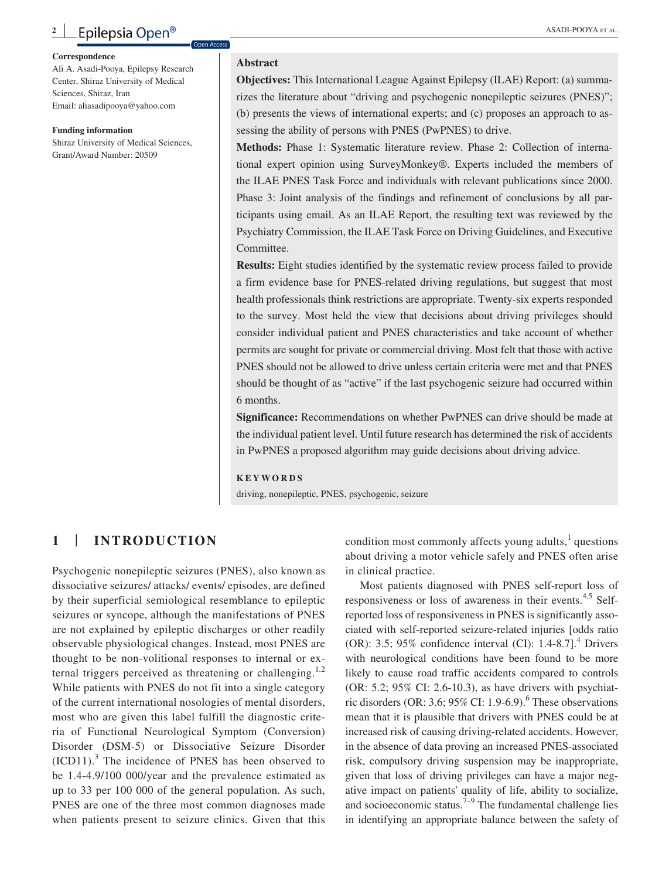**Correspondence**
Ali A. Asadi-Pooya, Epilepsy Research Center, Shiraz University of Medical Sciences, Shiraz, Iran
Email: aliasadipooya@yahoo.com

**Funding information**
Shiraz University of Medical Sciences, Grant/Award Number: 20509

## Abstract

**Objectives:** This International League Against Epilepsy (ILAE) Report: (a) summarizes the literature about "driving and psychogenic nonepileptic seizures (PNES)"; (b) presents the views of international experts; and (c) proposes an approach to assessing the ability of persons with PNES (PwPNES) to drive.

**Methods:** Phase 1: Systematic literature review. Phase 2: Collection of international expert opinion using SurveyMonkey®. Experts included the members of the ILAE PNES Task Force and individuals with relevant publications since 2000. Phase 3: Joint analysis of the findings and refinement of conclusions by all participants using email. As an ILAE Report, the resulting text was reviewed by the Psychiatry Commission, the ILAE Task Force on Driving Guidelines, and Executive Committee.

**Results:** Eight studies identified by the systematic review process failed to provide a firm evidence base for PNES-related driving regulations, but suggest that most health professionals think restrictions are appropriate. Twenty-six experts responded to the survey. Most held the view that decisions about driving privileges should consider individual patient and PNES characteristics and take account of whether permits are sought for private or commercial driving. Most felt that those with active PNES should not be allowed to drive unless certain criteria were met and that PNES should be thought of as "active" if the last psychogenic seizure had occurred within 6 months.

**Significance:** Recommendations on whether PwPNES can drive should be made at the individual patient level. Until future research has determined the risk of accidents in PwPNES a proposed algorithm may guide decisions about driving advice.

**KEYWORDS**

driving, nonepileptic, PNES, psychogenic, seizure

## 1 | INTRODUCTION

Psychogenic nonepileptic seizures (PNES), also known as dissociative seizures/ attacks/ events/ episodes, are defined by their superficial semiological resemblance to epileptic seizures or syncope, although the manifestations of PNES are not explained by epileptic discharges or other readily observable physiological changes. Instead, most PNES are thought to be non-volitional responses to internal or external triggers perceived as threatening or challenging.[1,2] While patients with PNES do not fit into a single category of the current international nosologies of mental disorders, most who are given this label fulfill the diagnostic criteria of Functional Neurological Symptom (Conversion) Disorder (DSM-5) or Dissociative Seizure Disorder (ICD11).[3] The incidence of PNES has been observed to be 1.4-4.9/100 000/year and the prevalence estimated as up to 33 per 100 000 of the general population. As such, PNES are one of the three most common diagnoses made when patients present to seizure clinics. Given that this condition most commonly affects young adults,[1] questions about driving a motor vehicle safely and PNES often arise in clinical practice.

Most patients diagnosed with PNES self-report loss of responsiveness or loss of awareness in their events.[4,5] Self-reported loss of responsiveness in PNES is significantly associated with self-reported seizure-related injuries [odds ratio (OR): 3.5; 95% confidence interval (CI): 1.4-8.7].[4] Drivers with neurological conditions have been found to be more likely to cause road traffic accidents compared to controls (OR: 5.2; 95% CI: 2.6-10.3), as have drivers with psychiatric disorders (OR: 3.6; 95% CI: 1.9-6.9).[6] These observations mean that it is plausible that drivers with PNES could be at increased risk of causing driving-related accidents. However, in the absence of data proving an increased PNES-associated risk, compulsory driving suspension may be inappropriate, given that loss of driving privileges can have a major negative impact on patients' quality of life, ability to socialize, and socioeconomic status.[7–9] The fundamental challenge lies in identifying an appropriate balance between the safety of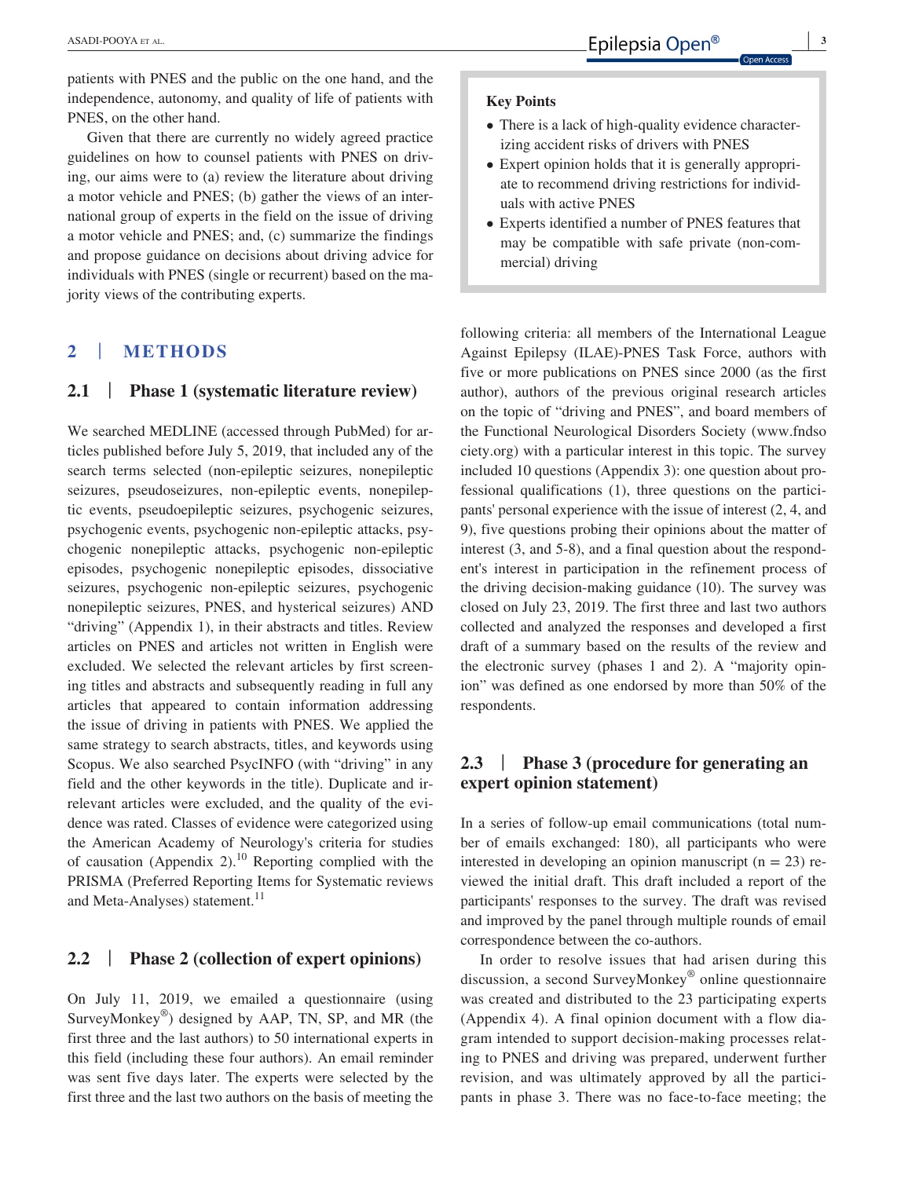patients with PNES and the public on the one hand, and the independence, autonomy, and quality of life of patients with PNES, on the other hand.

Given that there are currently no widely agreed practice guidelines on how to counsel patients with PNES on driving, our aims were to (a) review the literature about driving a motor vehicle and PNES; (b) gather the views of an international group of experts in the field on the issue of driving a motor vehicle and PNES; and, (c) summarize the findings and propose guidance on decisions about driving advice for individuals with PNES (single or recurrent) based on the majority views of the contributing experts.

> **Key Points**
>
> - There is a lack of high-quality evidence characterizing accident risks of drivers with PNES
> - Expert opinion holds that it is generally appropriate to recommend driving restrictions for individuals with active PNES
> - Experts identified a number of PNES features that may be compatible with safe private (non-commercial) driving

## 2 | METHODS

### 2.1 | Phase 1 (systematic literature review)

We searched MEDLINE (accessed through PubMed) for articles published before July 5, 2019, that included any of the search terms selected (non-epileptic seizures, nonepileptic seizures, pseudoseizures, non-epileptic events, nonepileptic events, pseudoepileptic seizures, psychogenic seizures, psychogenic events, psychogenic non-epileptic attacks, psychogenic nonepileptic attacks, psychogenic non-epileptic episodes, psychogenic nonepileptic episodes, dissociative seizures, psychogenic non-epileptic seizures, psychogenic nonepileptic seizures, PNES, and hysterical seizures) AND "driving" (Appendix 1), in their abstracts and titles. Review articles on PNES and articles not written in English were excluded. We selected the relevant articles by first screening titles and abstracts and subsequently reading in full any articles that appeared to contain information addressing the issue of driving in patients with PNES. We applied the same strategy to search abstracts, titles, and keywords using Scopus. We also searched PsycINFO (with "driving" in any field and the other keywords in the title). Duplicate and irrelevant articles were excluded, and the quality of the evidence was rated. Classes of evidence were categorized using the American Academy of Neurology's criteria for studies of causation (Appendix 2).[10] Reporting complied with the PRISMA (Preferred Reporting Items for Systematic reviews and Meta-Analyses) statement.[11]

### 2.2 | Phase 2 (collection of expert opinions)

On July 11, 2019, we emailed a questionnaire (using SurveyMonkey®) designed by AAP, TN, SP, and MR (the first three and the last authors) to 50 international experts in this field (including these four authors). An email reminder was sent five days later. The experts were selected by the first three and the last two authors on the basis of meeting the following criteria: all members of the International League Against Epilepsy (ILAE)-PNES Task Force, authors with five or more publications on PNES since 2000 (as the first author), authors of the previous original research articles on the topic of "driving and PNES", and board members of the Functional Neurological Disorders Society (www.fndsociety.org) with a particular interest in this topic. The survey included 10 questions (Appendix 3): one question about professional qualifications (1), three questions on the participants' personal experience with the issue of interest (2, 4, and 9), five questions probing their opinions about the matter of interest (3, and 5-8), and a final question about the respondent's interest in participation in the refinement process of the driving decision-making guidance (10). The survey was closed on July 23, 2019. The first three and last two authors collected and analyzed the responses and developed a first draft of a summary based on the results of the review and the electronic survey (phases 1 and 2). A "majority opinion" was defined as one endorsed by more than 50% of the respondents.

### 2.3 | Phase 3 (procedure for generating an expert opinion statement)

In a series of follow-up email communications (total number of emails exchanged: 180), all participants who were interested in developing an opinion manuscript (n = 23) reviewed the initial draft. This draft included a report of the participants' responses to the survey. The draft was revised and improved by the panel through multiple rounds of email correspondence between the co-authors.

In order to resolve issues that had arisen during this discussion, a second SurveyMonkey® online questionnaire was created and distributed to the 23 participating experts (Appendix 4). A final opinion document with a flow diagram intended to support decision-making processes relating to PNES and driving was prepared, underwent further revision, and was ultimately approved by all the participants in phase 3. There was no face-to-face meeting; the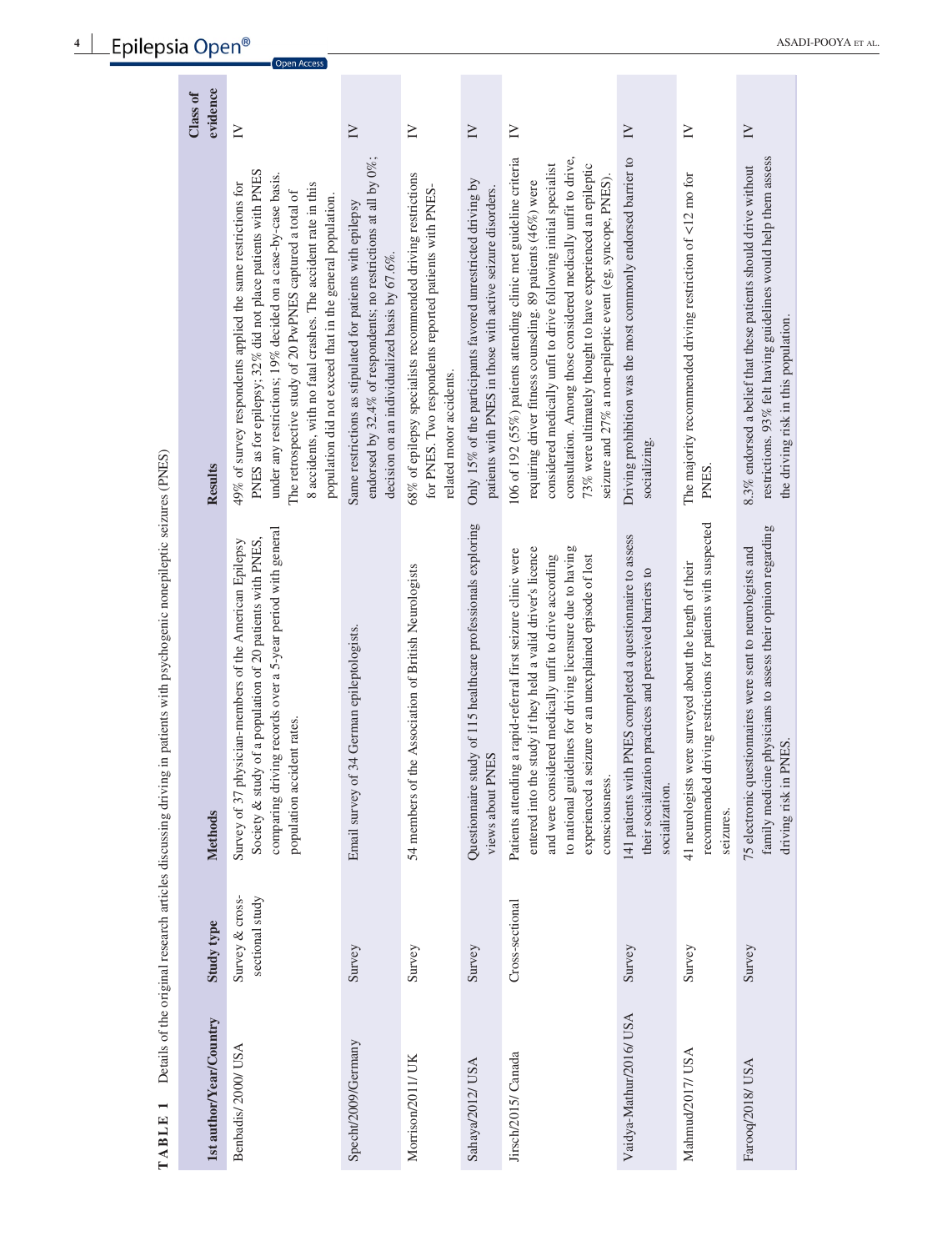**TABLE 1** Details of the original research articles discussing driving in patients with psychogenic nonepileptic seizures (PNES)

| 1st author/Year/Country | Study type | Methods | Results | Class of evidence |
|---|---|---|---|---|
| Benbadis/2000/USA | Survey & cross-sectional study | Survey of 37 physician-members of the American Epilepsy Society & study of a population of 20 patients with PNES, comparing driving records over a 5-year period with general population accident rates. | 49% of survey respondents applied the same restrictions for PNES as for epilepsy; 32% did not place patients with PNES under any restrictions; 19% decided on a case-by-case basis. The retrospective study of 20 PwPNES captured a total of 8 accidents, with no fatal crashes. The accident rate in this population did not exceed that in the general population. | IV |
| Specht/2009/Germany | Survey | Email survey of 34 German epileptologists. | Same restrictions as stipulated for patients with epilepsy endorsed by 32.4% of respondents; no restrictions at all by 0%; decision on an individualized basis by 67.6%. | IV |
| Morrison/2011/UK | Survey | 54 members of the Association of British Neurologists | 68% of epilepsy specialists recommended driving restrictions for PNES. Two respondents reported patients with PNES-related motor accidents. | IV |
| Sahaya/2012/USA | Survey | Questionnaire study of 115 healthcare professionals exploring views about PNES | Only 15% of the participants favored unrestricted driving by patients with PNES in those with active seizure disorders. | IV |
| Jirsch/2015/Canada | Cross-sectional | Patients attending a rapid-referral first seizure clinic were entered into the study if they held a valid driver's licence and were considered medically unfit to drive according to national guidelines for driving licensure due to having experienced a seizure or an unexplained episode of lost consciousness. | 106 of 192 (55%) patients attending clinic met guideline criteria requiring driver fitness counseling. 89 patients (46%) were considered medically unfit to drive following initial specialist consultation. Among those considered medically unfit to drive, 73% were ultimately thought to have experienced an epileptic seizure and 27% a non-epileptic event (eg, syncope, PNES). | IV |
| Vaidya-Mathur/2016/USA | Survey | 141 patients with PNES completed a questionnaire to assess their socialization practices and perceived barriers to socialization. | Driving prohibition was the most commonly endorsed barrier to socializing. | IV |
| Mahmud/2017/USA | Survey | 41 neurologists were surveyed about the length of their recommended driving restrictions for patients with suspected seizures. | The majority recommended driving restriction of <12 mo for PNES. | IV |
| Farooq/2018/USA | Survey | 75 electronic questionnaires were sent to neurologists and family medicine physicians to assess their opinion regarding driving risk in PNES. | 8.3% endorsed a belief that these patients should drive without restrictions. 93% felt having guidelines would help them assess the driving risk in this population. | IV |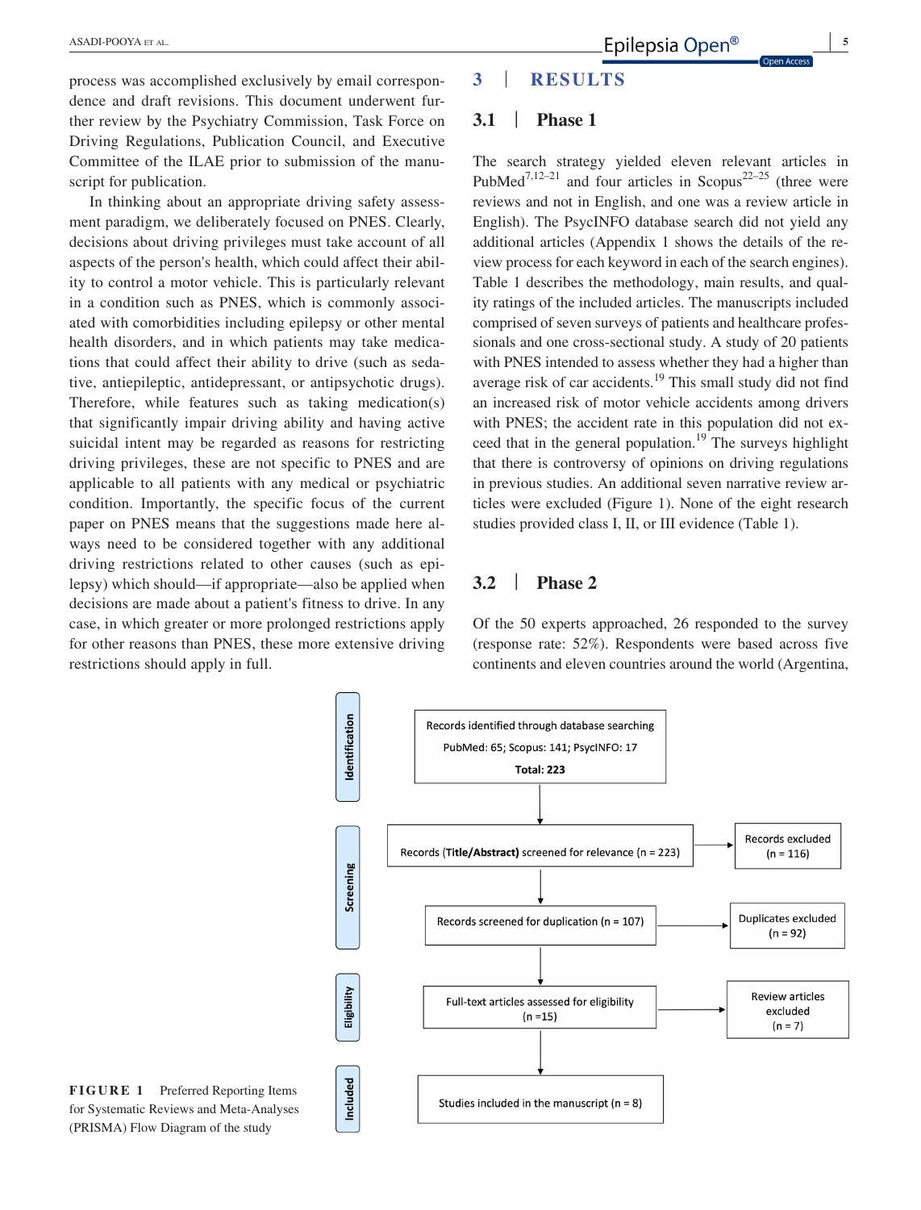process was accomplished exclusively by email correspondence and draft revisions. This document underwent further review by the Psychiatry Commission, Task Force on Driving Regulations, Publication Council, and Executive Committee of the ILAE prior to submission of the manuscript for publication.

In thinking about an appropriate driving safety assessment paradigm, we deliberately focused on PNES. Clearly, decisions about driving privileges must take account of all aspects of the person's health, which could affect their ability to control a motor vehicle. This is particularly relevant in a condition such as PNES, which is commonly associated with comorbidities including epilepsy or other mental health disorders, and in which patients may take medications that could affect their ability to drive (such as sedative, antiepileptic, antidepressant, or antipsychotic drugs). Therefore, while features such as taking medication(s) that significantly impair driving ability and having active suicidal intent may be regarded as reasons for restricting driving privileges, these are not specific to PNES and are applicable to all patients with any medical or psychiatric condition. Importantly, the specific focus of the current paper on PNES means that the suggestions made here always need to be considered together with any additional driving restrictions related to other causes (such as epilepsy) which should—if appropriate—also be applied when decisions are made about a patient's fitness to drive. In any case, in which greater or more prolonged restrictions apply for other reasons than PNES, these more extensive driving restrictions should apply in full.

# 3 | RESULTS

## 3.1 | Phase 1

The search strategy yielded eleven relevant articles in PubMed[7,12–21] and four articles in Scopus[22–25] (three were reviews and not in English, and one was a review article in English). The PsycINFO database search did not yield any additional articles (Appendix 1 shows the details of the review process for each keyword in each of the search engines). Table 1 describes the methodology, main results, and quality ratings of the included articles. The manuscripts included comprised of seven surveys of patients and healthcare professionals and one cross-sectional study. A study of 20 patients with PNES intended to assess whether they had a higher than average risk of car accidents.[19] This small study did not find an increased risk of motor vehicle accidents among drivers with PNES; the accident rate in this population did not exceed that in the general population.[19] The surveys highlight that there is controversy of opinions on driving regulations in previous studies. An additional seven narrative review articles were excluded (Figure 1). None of the eight research studies provided class I, II, or III evidence (Table 1).

## 3.2 | Phase 2

Of the 50 experts approached, 26 responded to the survey (response rate: 52%). Respondents were based across five continents and eleven countries around the world (Argentina,

**Identification**
Records identified through database searching
PubMed: 65; Scopus: 141; PsycINFO: 17
**Total: 223**

**Screening**
Records (**Title/Abstract**) screened for relevance (n = 223) → Records excluded (n = 116)
Records screened for duplication (n = 107) → Duplicates excluded (n = 92)

**Eligibility**
Full-text articles assessed for eligibility (n = 15) → Review articles excluded (n = 7)

**Included**
Studies included in the manuscript (n = 8)

**FIGURE 1** Preferred Reporting Items for Systematic Reviews and Meta-Analyses (PRISMA) Flow Diagram of the study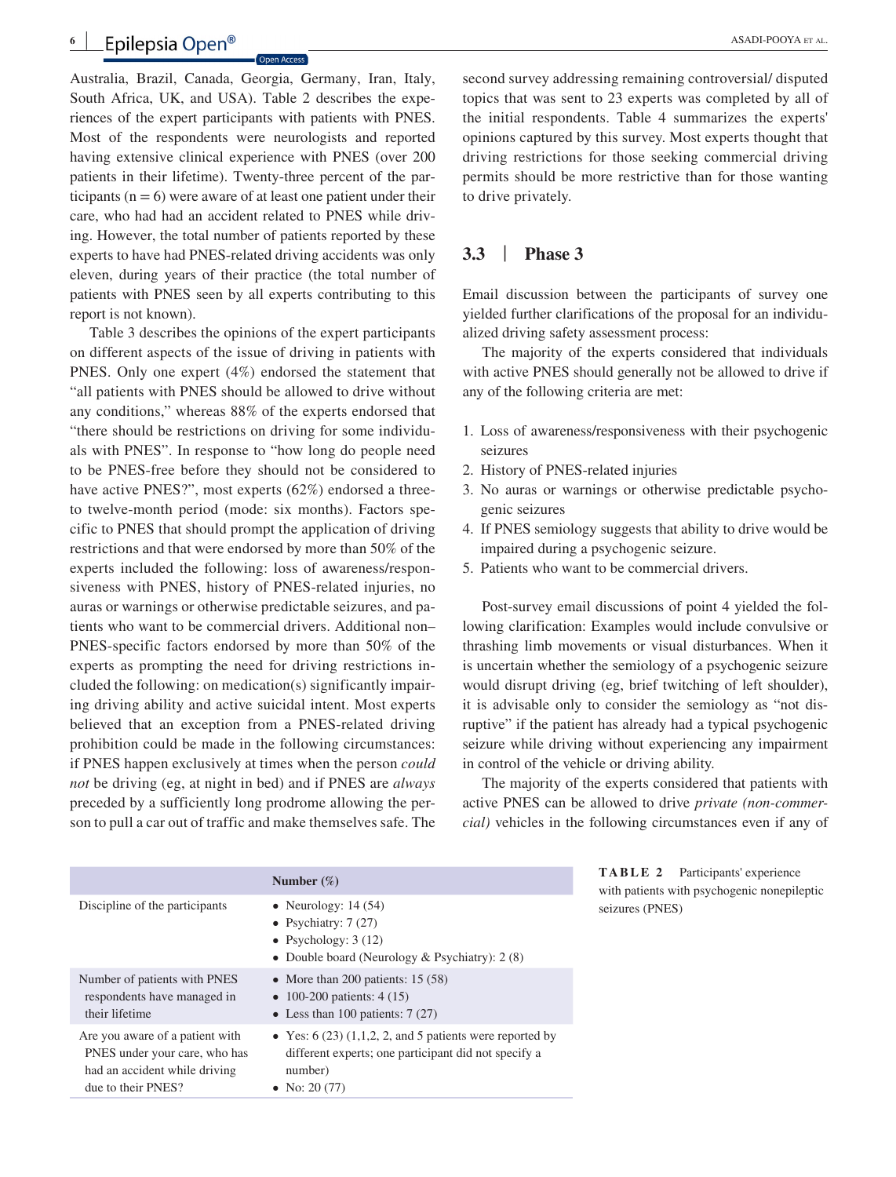Australia, Brazil, Canada, Georgia, Germany, Iran, Italy, South Africa, UK, and USA). Table 2 describes the experiences of the expert participants with patients with PNES. Most of the respondents were neurologists and reported having extensive clinical experience with PNES (over 200 patients in their lifetime). Twenty-three percent of the participants (n = 6) were aware of at least one patient under their care, who had had an accident related to PNES while driving. However, the total number of patients reported by these experts to have had PNES-related driving accidents was only eleven, during years of their practice (the total number of patients with PNES seen by all experts contributing to this report is not known).

Table 3 describes the opinions of the expert participants on different aspects of the issue of driving in patients with PNES. Only one expert (4%) endorsed the statement that "all patients with PNES should be allowed to drive without any conditions," whereas 88% of the experts endorsed that "there should be restrictions on driving for some individuals with PNES". In response to "how long do people need to be PNES-free before they should not be considered to have active PNES?", most experts (62%) endorsed a three- to twelve-month period (mode: six months). Factors specific to PNES that should prompt the application of driving restrictions and that were endorsed by more than 50% of the experts included the following: loss of awareness/responsiveness with PNES, history of PNES-related injuries, no auras or warnings or otherwise predictable seizures, and patients who want to be commercial drivers. Additional non–PNES-specific factors endorsed by more than 50% of the experts as prompting the need for driving restrictions included the following: on medication(s) significantly impairing driving ability and active suicidal intent. Most experts believed that an exception from a PNES-related driving prohibition could be made in the following circumstances: if PNES happen exclusively at times when the person *could not* be driving (eg, at night in bed) and if PNES are *always* preceded by a sufficiently long prodrome allowing the person to pull a car out of traffic and make themselves safe. The second survey addressing remaining controversial/ disputed topics that was sent to 23 experts was completed by all of the initial respondents. Table 4 summarizes the experts' opinions captured by this survey. Most experts thought that driving restrictions for those seeking commercial driving permits should be more restrictive than for those wanting to drive privately.

## 3.3 | Phase 3

Email discussion between the participants of survey one yielded further clarifications of the proposal for an individualized driving safety assessment process:

The majority of the experts considered that individuals with active PNES should generally not be allowed to drive if any of the following criteria are met:

1. Loss of awareness/responsiveness with their psychogenic seizures
2. History of PNES-related injuries
3. No auras or warnings or otherwise predictable psychogenic seizures
4. If PNES semiology suggests that ability to drive would be impaired during a psychogenic seizure.
5. Patients who want to be commercial drivers.

Post-survey email discussions of point 4 yielded the following clarification: Examples would include convulsive or thrashing limb movements or visual disturbances. When it is uncertain whether the semiology of a psychogenic seizure would disrupt driving (eg, brief twitching of left shoulder), it is advisable only to consider the semiology as "not disruptive" if the patient has already had a typical psychogenic seizure while driving without experiencing any impairment in control of the vehicle or driving ability.

The majority of the experts considered that patients with active PNES can be allowed to drive *private (non-commercial)* vehicles in the following circumstances even if any of

**TABLE 2** Participants' experience with patients with psychogenic nonepileptic seizures (PNES)

| | Number (%) |
|---|---|
| Discipline of the participants | • Neurology: 14 (54)<br>• Psychiatry: 7 (27)<br>• Psychology: 3 (12)<br>• Double board (Neurology & Psychiatry): 2 (8) |
| Number of patients with PNES respondents have managed in their lifetime | • More than 200 patients: 15 (58)<br>• 100-200 patients: 4 (15)<br>• Less than 100 patients: 7 (27) |
| Are you aware of a patient with PNES under your care, who has had an accident while driving due to their PNES? | • Yes: 6 (23) (1,1,2, 2, and 5 patients were reported by different experts; one participant did not specify a number)<br>• No: 20 (77) |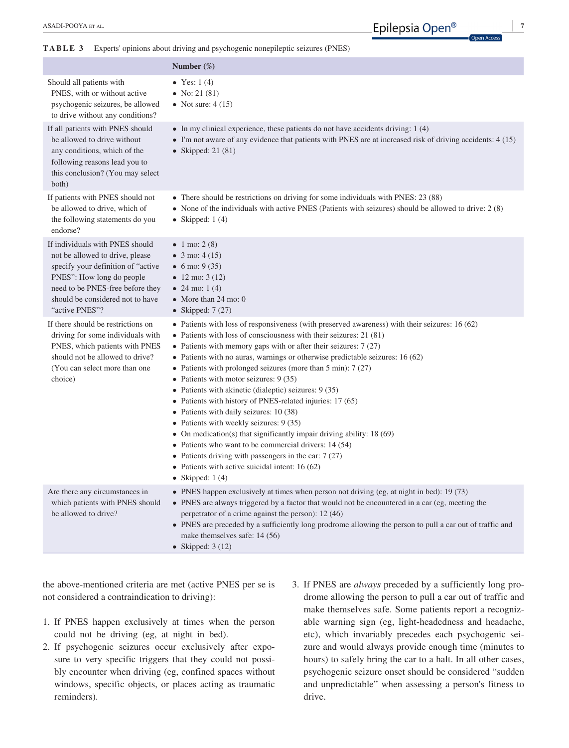**TABLE 3** Experts' opinions about driving and psychogenic nonepileptic seizures (PNES)

| | Number (%) |
|---|---|
| Should all patients with PNES, with or without active psychogenic seizures, be allowed to drive without any conditions? | • Yes: 1 (4)<br>• No: 21 (81)<br>• Not sure: 4 (15) |
| If all patients with PNES should be allowed to drive without any conditions, which of the following reasons lead you to this conclusion? (You may select both) | • In my clinical experience, these patients do not have accidents driving: 1 (4)<br>• I'm not aware of any evidence that patients with PNES are at increased risk of driving accidents: 4 (15)<br>• Skipped: 21 (81) |
| If patients with PNES should not be allowed to drive, which of the following statements do you endorse? | • There should be restrictions on driving for some individuals with PNES: 23 (88)<br>• None of the individuals with active PNES (Patients with seizures) should be allowed to drive: 2 (8)<br>• Skipped: 1 (4) |
| If individuals with PNES should not be allowed to drive, please specify your definition of "active PNES": How long do people need to be PNES-free before they should be considered not to have "active PNES"? | • 1 mo: 2 (8)<br>• 3 mo: 4 (15)<br>• 6 mo: 9 (35)<br>• 12 mo: 3 (12)<br>• 24 mo: 1 (4)<br>• More than 24 mo: 0<br>• Skipped: 7 (27) |
| If there should be restrictions on driving for some individuals with PNES, which patients with PNES should not be allowed to drive? (You can select more than one choice) | • Patients with loss of responsiveness (with preserved awareness) with their seizures: 16 (62)<br>• Patients with loss of consciousness with their seizures: 21 (81)<br>• Patients with memory gaps with or after their seizures: 7 (27)<br>• Patients with no auras, warnings or otherwise predictable seizures: 16 (62)<br>• Patients with prolonged seizures (more than 5 min): 7 (27)<br>• Patients with motor seizures: 9 (35)<br>• Patients with akinetic (dialeptic) seizures: 9 (35)<br>• Patients with history of PNES-related injuries: 17 (65)<br>• Patients with daily seizures: 10 (38)<br>• Patients with weekly seizures: 9 (35)<br>• On medication(s) that significantly impair driving ability: 18 (69)<br>• Patients who want to be commercial drivers: 14 (54)<br>• Patients driving with passengers in the car: 7 (27)<br>• Patients with active suicidal intent: 16 (62)<br>• Skipped: 1 (4) |
| Are there any circumstances in which patients with PNES should be allowed to drive? | • PNES happen exclusively at times when person not driving (eg, at night in bed): 19 (73)<br>• PNES are always triggered by a factor that would not be encountered in a car (eg, meeting the perpetrator of a crime against the person): 12 (46)<br>• PNES are preceded by a sufficiently long prodrome allowing the person to pull a car out of traffic and make themselves safe: 14 (56)<br>• Skipped: 3 (12) |

the above-mentioned criteria are met (active PNES per se is not considered a contraindication to driving):

1. If PNES happen exclusively at times when the person could not be driving (eg, at night in bed).
2. If psychogenic seizures occur exclusively after exposure to very specific triggers that they could not possibly encounter when driving (eg, confined spaces without windows, specific objects, or places acting as traumatic reminders).
3. If PNES are *always* preceded by a sufficiently long prodrome allowing the person to pull a car out of traffic and make themselves safe. Some patients report a recognizable warning sign (eg, light-headedness and headache, etc), which invariably precedes each psychogenic seizure and would always provide enough time (minutes to hours) to safely bring the car to a halt. In all other cases, psychogenic seizure onset should be considered "sudden and unpredictable" when assessing a person's fitness to drive.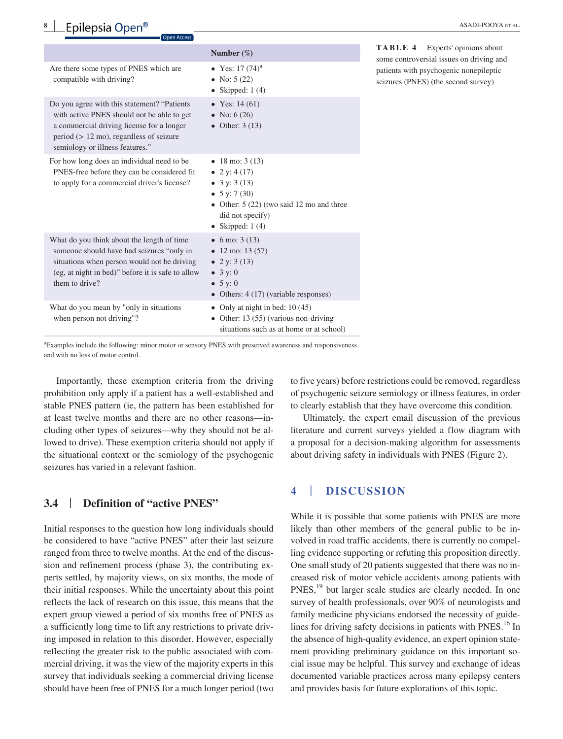**TABLE 4** Experts' opinions about some controversial issues on driving and patients with psychogenic nonepileptic seizures (PNES) (the second survey)

| | Number (%) |
|---|---|
| Are there some types of PNES which are compatible with driving? | • Yes: 17 (74)[a]<br>• No: 5 (22)<br>• Skipped: 1 (4) |
| Do you agree with this statement? "Patients with active PNES should not be able to get a commercial driving license for a longer period (> 12 mo), regardless of seizure semiology or illness features." | • Yes: 14 (61)<br>• No: 6 (26)<br>• Other: 3 (13) |
| For how long does an individual need to be PNES-free before they can be considered fit to apply for a commercial driver's license? | • 18 mo: 3 (13)<br>• 2 y: 4 (17)<br>• 3 y: 3 (13)<br>• 5 y: 7 (30)<br>• Other: 5 (22) (two said 12 mo and three did not specify)<br>• Skipped: 1 (4) |
| What do you think about the length of time someone should have had seizures "only in situations when person would not be driving (eg, at night in bed)" before it is safe to allow them to drive? | • 6 mo: 3 (13)<br>• 12 mo: 13 (57)<br>• 2 y: 3 (13)<br>• 3 y: 0<br>• 5 y: 0<br>• Others: 4 (17) (variable responses) |
| What do you mean by "only in situations when person not driving"? | • Only at night in bed: 10 (45)<br>• Other: 13 (55) (various non-driving situations such as at home or at school) |

[a]Examples include the following: minor motor or sensory PNES with preserved awareness and responsiveness and with no loss of motor control.

Importantly, these exemption criteria from the driving prohibition only apply if a patient has a well-established and stable PNES pattern (ie, the pattern has been established for at least twelve months and there are no other reasons—including other types of seizures—why they should not be allowed to drive). These exemption criteria should not apply if the situational context or the semiology of the psychogenic seizures has varied in a relevant fashion.

### 3.4 | Definition of "active PNES"

Initial responses to the question how long individuals should be considered to have "active PNES" after their last seizure ranged from three to twelve months. At the end of the discussion and refinement process (phase 3), the contributing experts settled, by majority views, on six months, the mode of their initial responses. While the uncertainty about this point reflects the lack of research on this issue, this means that the expert group viewed a period of six months free of PNES as a sufficiently long time to lift any restrictions to private driving imposed in relation to this disorder. However, especially reflecting the greater risk to the public associated with commercial driving, it was the view of the majority experts in this survey that individuals seeking a commercial driving license should have been free of PNES for a much longer period (two to five years) before restrictions could be removed, regardless of psychogenic seizure semiology or illness features, in order to clearly establish that they have overcome this condition.

Ultimately, the expert email discussion of the previous literature and current surveys yielded a flow diagram with a proposal for a decision-making algorithm for assessments about driving safety in individuals with PNES (Figure 2).

## 4 | DISCUSSION

While it is possible that some patients with PNES are more likely than other members of the general public to be involved in road traffic accidents, there is currently no compelling evidence supporting or refuting this proposition directly. One small study of 20 patients suggested that there was no increased risk of motor vehicle accidents among patients with PNES,[19] but larger scale studies are clearly needed. In one survey of health professionals, over 90% of neurologists and family medicine physicians endorsed the necessity of guidelines for driving safety decisions in patients with PNES.[16] In the absence of high-quality evidence, an expert opinion statement providing preliminary guidance on this important social issue may be helpful. This survey and exchange of ideas documented variable practices across many epilepsy centers and provides basis for future explorations of this topic.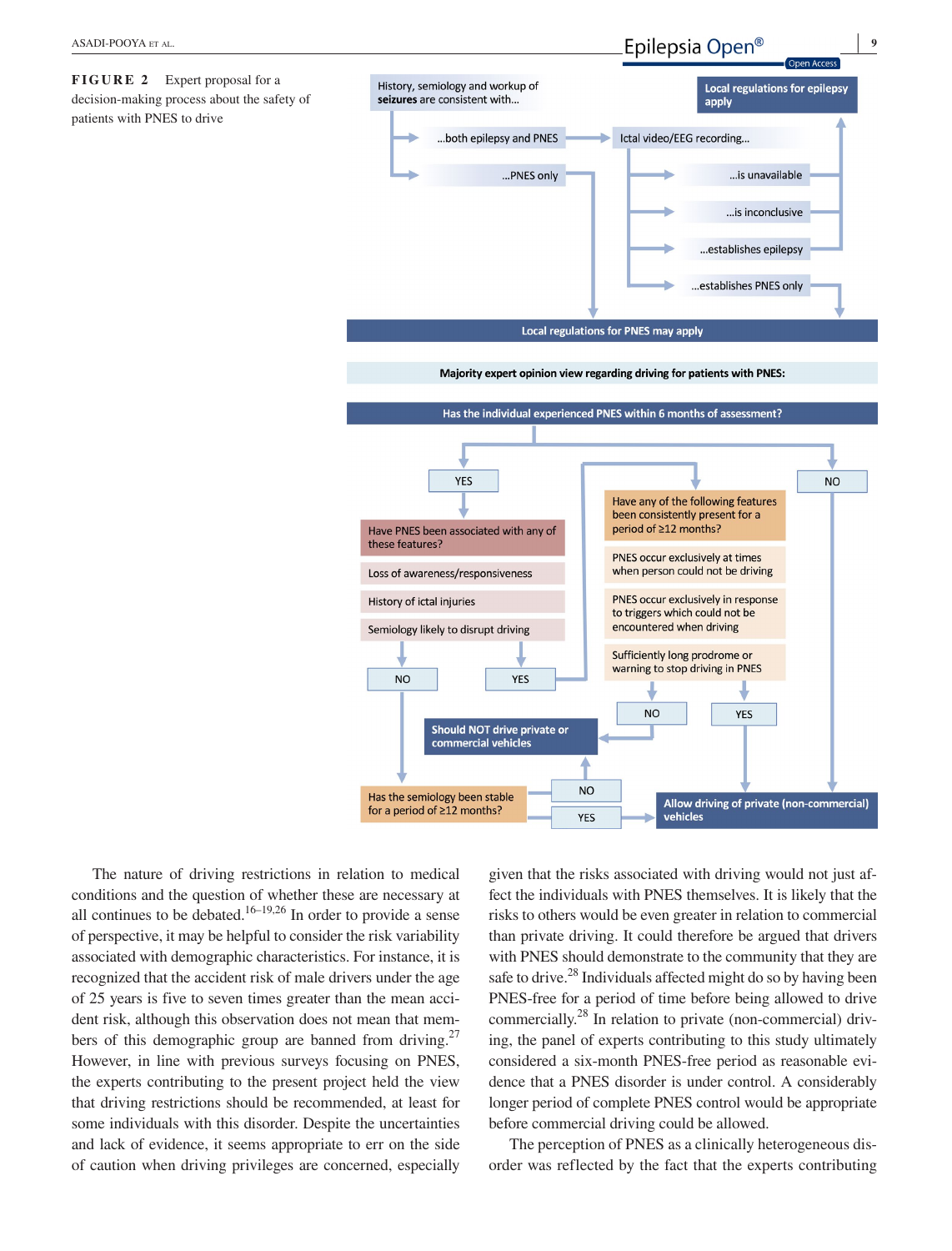**FIGURE 2** Expert proposal for a decision-making process about the safety of patients with PNES to drive

History, semiology and workup of **seizures** are consistent with…

- …both epilepsy and PNES → Ictal video/EEG recording…
  - …is unavailable → Local regulations for epilepsy apply
  - …is inconclusive → Local regulations for epilepsy apply
  - …establishes epilepsy → Local regulations for epilepsy apply
  - …establishes PNES only → Local regulations for PNES may apply
- …PNES only → Local regulations for PNES may apply

**Majority expert opinion view regarding driving for patients with PNES:**

**Has the individual experienced PNES within 6 months of assessment?**

- YES → Have PNES been associated with any of these features?
  - Loss of awareness/responsiveness
  - History of ictal injuries
  - Semiology likely to disrupt driving
  - NO → Has the semiology been stable for a period of ≥12 months?
    - NO → **Should NOT drive private or commercial vehicles**
    - YES → **Allow driving of private (non-commercial) vehicles**
  - YES → Have any of the following features been consistently present for a period of ≥12 months?
    - PNES occur exclusively at times when person could not be driving
    - PNES occur exclusively in response to triggers which could not be encountered when driving
    - Sufficiently long prodrome or warning to stop driving in PNES
    - NO → **Should NOT drive private or commercial vehicles**
    - YES → **Allow driving of private (non-commercial) vehicles**
- NO → **Allow driving of private (non-commercial) vehicles**

The nature of driving restrictions in relation to medical conditions and the question of whether these are necessary at all continues to be debated.[16–19,26] In order to provide a sense of perspective, it may be helpful to consider the risk variability associated with demographic characteristics. For instance, it is recognized that the accident risk of male drivers under the age of 25 years is five to seven times greater than the mean accident risk, although this observation does not mean that members of this demographic group are banned from driving.[27] However, in line with previous surveys focusing on PNES, the experts contributing to the present project held the view that driving restrictions should be recommended, at least for some individuals with this disorder. Despite the uncertainties and lack of evidence, it seems appropriate to err on the side of caution when driving privileges are concerned, especially given that the risks associated with driving would not just affect the individuals with PNES themselves. It is likely that the risks to others would be even greater in relation to commercial than private driving. It could therefore be argued that drivers with PNES should demonstrate to the community that they are safe to drive.[28] Individuals affected might do so by having been PNES-free for a period of time before being allowed to drive commercially.[28] In relation to private (non-commercial) driving, the panel of experts contributing to this study ultimately considered a six-month PNES-free period as reasonable evidence that a PNES disorder is under control. A considerably longer period of complete PNES control would be appropriate before commercial driving could be allowed.

The perception of PNES as a clinically heterogeneous disorder was reflected by the fact that the experts contributing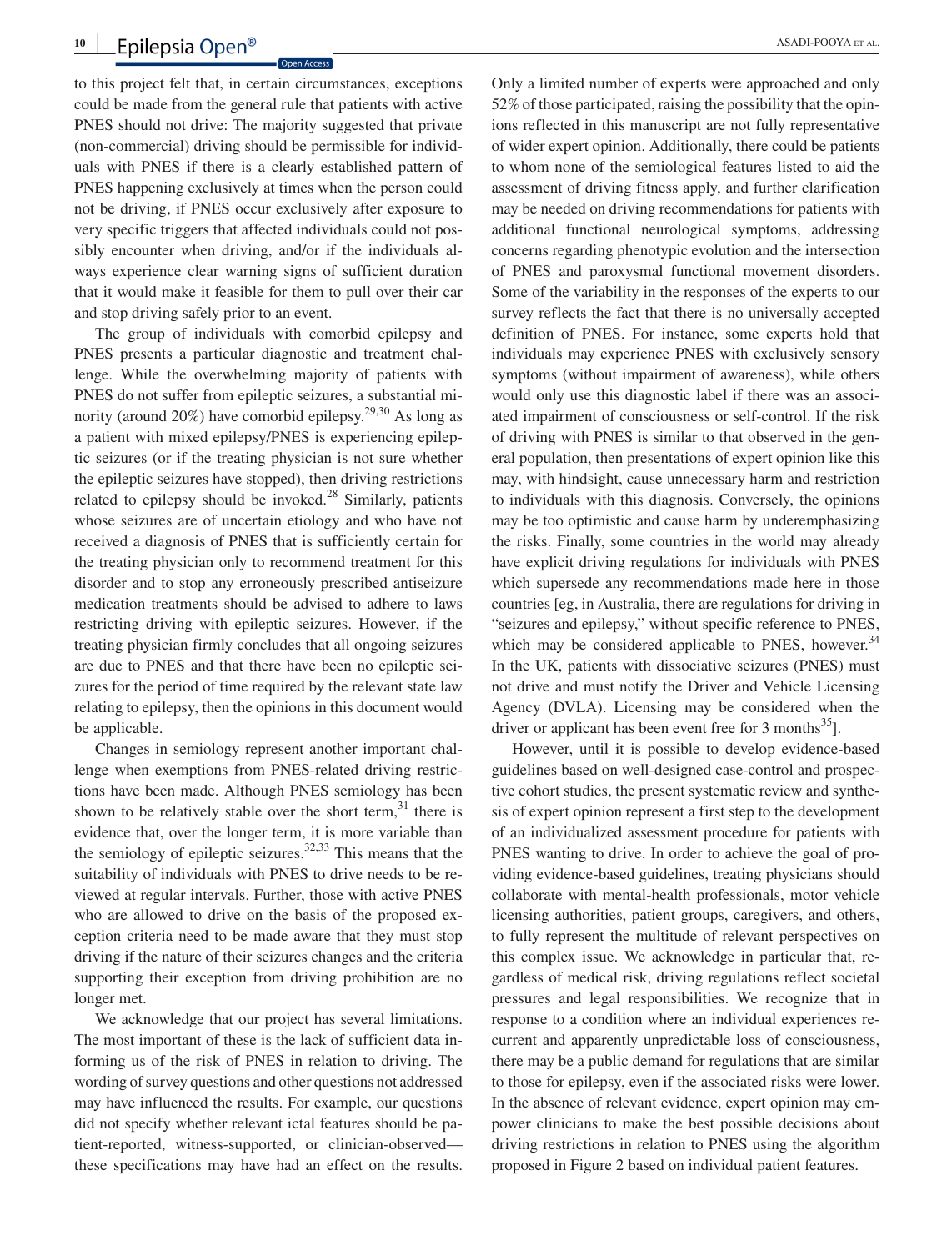to this project felt that, in certain circumstances, exceptions could be made from the general rule that patients with active PNES should not drive: The majority suggested that private (non-commercial) driving should be permissible for individuals with PNES if there is a clearly established pattern of PNES happening exclusively at times when the person could not be driving, if PNES occur exclusively after exposure to very specific triggers that affected individuals could not possibly encounter when driving, and/or if the individuals always experience clear warning signs of sufficient duration that it would make it feasible for them to pull over their car and stop driving safely prior to an event.

The group of individuals with comorbid epilepsy and PNES presents a particular diagnostic and treatment challenge. While the overwhelming majority of patients with PNES do not suffer from epileptic seizures, a substantial minority (around 20%) have comorbid epilepsy.[29,30] As long as a patient with mixed epilepsy/PNES is experiencing epileptic seizures (or if the treating physician is not sure whether the epileptic seizures have stopped), then driving restrictions related to epilepsy should be invoked.[28] Similarly, patients whose seizures are of uncertain etiology and who have not received a diagnosis of PNES that is sufficiently certain for the treating physician only to recommend treatment for this disorder and to stop any erroneously prescribed antiseizure medication treatments should be advised to adhere to laws restricting driving with epileptic seizures. However, if the treating physician firmly concludes that all ongoing seizures are due to PNES and that there have been no epileptic seizures for the period of time required by the relevant state law relating to epilepsy, then the opinions in this document would be applicable.

Changes in semiology represent another important challenge when exemptions from PNES-related driving restrictions have been made. Although PNES semiology has been shown to be relatively stable over the short term,[31] there is evidence that, over the longer term, it is more variable than the semiology of epileptic seizures.[32,33] This means that the suitability of individuals with PNES to drive needs to be reviewed at regular intervals. Further, those with active PNES who are allowed to drive on the basis of the proposed exception criteria need to be made aware that they must stop driving if the nature of their seizures changes and the criteria supporting their exception from driving prohibition are no longer met.

We acknowledge that our project has several limitations. The most important of these is the lack of sufficient data informing us of the risk of PNES in relation to driving. The wording of survey questions and other questions not addressed may have influenced the results. For example, our questions did not specify whether relevant ictal features should be patient-reported, witness-supported, or clinician-observed—these specifications may have had an effect on the results. Only a limited number of experts were approached and only 52% of those participated, raising the possibility that the opinions reflected in this manuscript are not fully representative of wider expert opinion. Additionally, there could be patients to whom none of the semiological features listed to aid the assessment of driving fitness apply, and further clarification may be needed on driving recommendations for patients with additional functional neurological symptoms, addressing concerns regarding phenotypic evolution and the intersection of PNES and paroxysmal functional movement disorders. Some of the variability in the responses of the experts to our survey reflects the fact that there is no universally accepted definition of PNES. For instance, some experts hold that individuals may experience PNES with exclusively sensory symptoms (without impairment of awareness), while others would only use this diagnostic label if there was an associated impairment of consciousness or self-control. If the risk of driving with PNES is similar to that observed in the general population, then presentations of expert opinion like this may, with hindsight, cause unnecessary harm and restriction to individuals with this diagnosis. Conversely, the opinions may be too optimistic and cause harm by underemphasizing the risks. Finally, some countries in the world may already have explicit driving regulations for individuals with PNES which supersede any recommendations made here in those countries [eg, in Australia, there are regulations for driving in "seizures and epilepsy," without specific reference to PNES, which may be considered applicable to PNES, however.[34] In the UK, patients with dissociative seizures (PNES) must not drive and must notify the Driver and Vehicle Licensing Agency (DVLA). Licensing may be considered when the driver or applicant has been event free for 3 months[35]].

However, until it is possible to develop evidence-based guidelines based on well-designed case-control and prospective cohort studies, the present systematic review and synthesis of expert opinion represent a first step to the development of an individualized assessment procedure for patients with PNES wanting to drive. In order to achieve the goal of providing evidence-based guidelines, treating physicians should collaborate with mental-health professionals, motor vehicle licensing authorities, patient groups, caregivers, and others, to fully represent the multitude of relevant perspectives on this complex issue. We acknowledge in particular that, regardless of medical risk, driving regulations reflect societal pressures and legal responsibilities. We recognize that in response to a condition where an individual experiences recurrent and apparently unpredictable loss of consciousness, there may be a public demand for regulations that are similar to those for epilepsy, even if the associated risks were lower. In the absence of relevant evidence, expert opinion may empower clinicians to make the best possible decisions about driving restrictions in relation to PNES using the algorithm proposed in Figure 2 based on individual patient features.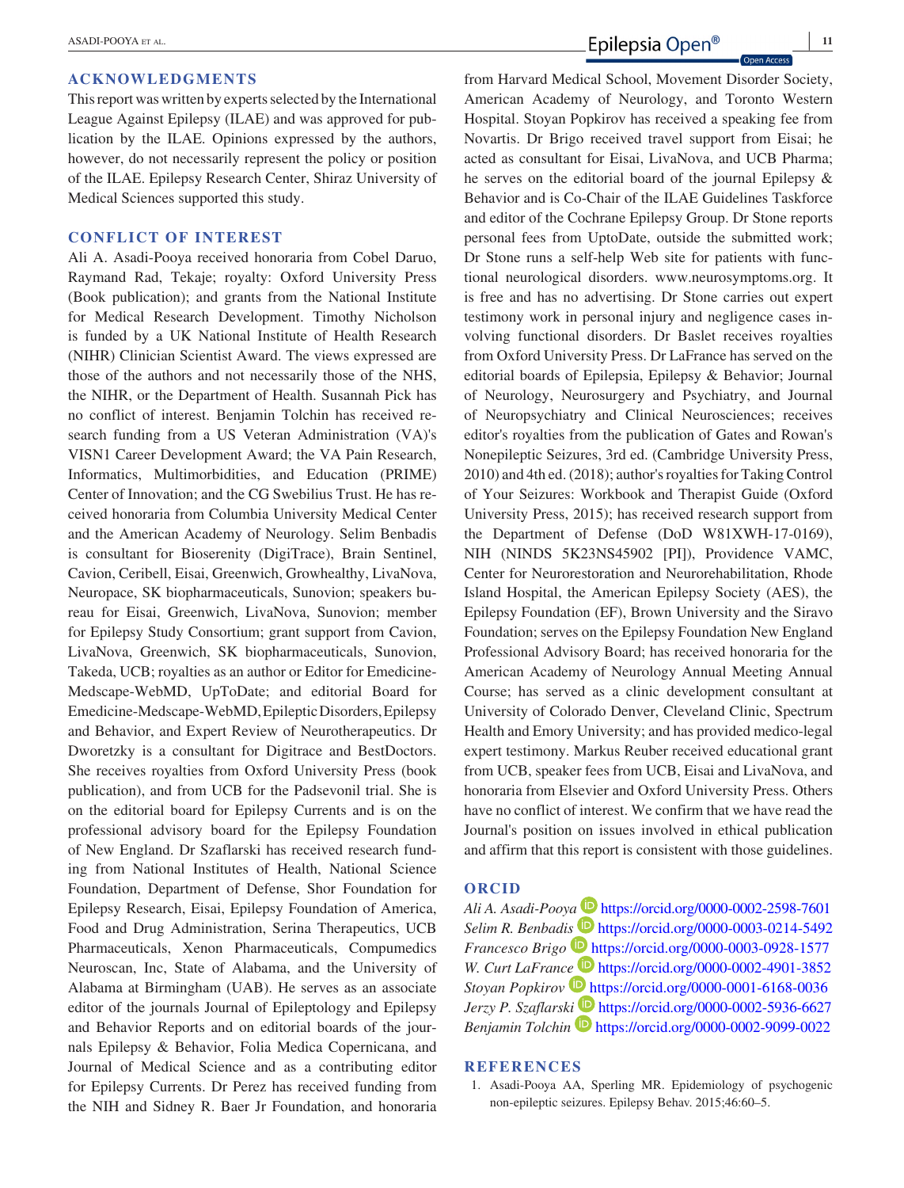## ACKNOWLEDGMENTS

This report was written by experts selected by the International League Against Epilepsy (ILAE) and was approved for publication by the ILAE. Opinions expressed by the authors, however, do not necessarily represent the policy or position of the ILAE. Epilepsy Research Center, Shiraz University of Medical Sciences supported this study.

## CONFLICT OF INTEREST

Ali A. Asadi-Pooya received honoraria from Cobel Daruo, Raymand Rad, Tekaje; royalty: Oxford University Press (Book publication); and grants from the National Institute for Medical Research Development. Timothy Nicholson is funded by a UK National Institute of Health Research (NIHR) Clinician Scientist Award. The views expressed are those of the authors and not necessarily those of the NHS, the NIHR, or the Department of Health. Susannah Pick has no conflict of interest. Benjamin Tolchin has received research funding from a US Veteran Administration (VA)'s VISN1 Career Development Award; the VA Pain Research, Informatics, Multimorbidities, and Education (PRIME) Center of Innovation; and the CG Swebilius Trust. He has received honoraria from Columbia University Medical Center and the American Academy of Neurology. Selim Benbadis is consultant for Bioserenity (DigiTrace), Brain Sentinel, Cavion, Ceribell, Eisai, Greenwich, Growhealthy, LivaNova, Neuropace, SK biopharmaceuticals, Sunovion; speakers bureau for Eisai, Greenwich, LivaNova, Sunovion; member for Epilepsy Study Consortium; grant support from Cavion, LivaNova, Greenwich, SK biopharmaceuticals, Sunovion, Takeda, UCB; royalties as an author or Editor for Emedicine-Medscape-WebMD, UpToDate; and editorial Board for Emedicine-Medscape-WebMD, Epileptic Disorders, Epilepsy and Behavior, and Expert Review of Neurotherapeutics. Dr Dworetzky is a consultant for Digitrace and BestDoctors. She receives royalties from Oxford University Press (book publication), and from UCB for the Padsevonil trial. She is on the editorial board for Epilepsy Currents and is on the professional advisory board for the Epilepsy Foundation of New England. Dr Szaflarski has received research funding from National Institutes of Health, National Science Foundation, Department of Defense, Shor Foundation for Epilepsy Research, Eisai, Epilepsy Foundation of America, Food and Drug Administration, Serina Therapeutics, UCB Pharmaceuticals, Xenon Pharmaceuticals, Compumedics Neuroscan, Inc, State of Alabama, and the University of Alabama at Birmingham (UAB). He serves as an associate editor of the journals Journal of Epileptology and Epilepsy and Behavior Reports and on editorial boards of the journals Epilepsy & Behavior, Folia Medica Copernicana, and Journal of Medical Science and as a contributing editor for Epilepsy Currents. Dr Perez has received funding from the NIH and Sidney R. Baer Jr Foundation, and honoraria from Harvard Medical School, Movement Disorder Society, American Academy of Neurology, and Toronto Western Hospital. Stoyan Popkirov has received a speaking fee from Novartis. Dr Brigo received travel support from Eisai; he acted as consultant for Eisai, LivaNova, and UCB Pharma; he serves on the editorial board of the journal Epilepsy & Behavior and is Co-Chair of the ILAE Guidelines Taskforce and editor of the Cochrane Epilepsy Group. Dr Stone reports personal fees from UptoDate, outside the submitted work; Dr Stone runs a self-help Web site for patients with functional neurological disorders. www.neurosymptoms.org. It is free and has no advertising. Dr Stone carries out expert testimony work in personal injury and negligence cases involving functional disorders. Dr Baslet receives royalties from Oxford University Press. Dr LaFrance has served on the editorial boards of Epilepsia, Epilepsy & Behavior; Journal of Neurology, Neurosurgery and Psychiatry, and Journal of Neuropsychiatry and Clinical Neurosciences; receives editor's royalties from the publication of Gates and Rowan's Nonepileptic Seizures, 3rd ed. (Cambridge University Press, 2010) and 4th ed. (2018); author's royalties for Taking Control of Your Seizures: Workbook and Therapist Guide (Oxford University Press, 2015); has received research support from the Department of Defense (DoD W81XWH-17-0169), NIH (NINDS 5K23NS45902 [PI]), Providence VAMC, Center for Neurorestoration and Neurorehabilitation, Rhode Island Hospital, the American Epilepsy Society (AES), the Epilepsy Foundation (EF), Brown University and the Siravo Foundation; serves on the Epilepsy Foundation New England Professional Advisory Board; has received honoraria for the American Academy of Neurology Annual Meeting Annual Course; has served as a clinic development consultant at University of Colorado Denver, Cleveland Clinic, Spectrum Health and Emory University; and has provided medico-legal expert testimony. Markus Reuber received educational grant from UCB, speaker fees from UCB, Eisai and LivaNova, and honoraria from Elsevier and Oxford University Press. Others have no conflict of interest. We confirm that we have read the Journal's position on issues involved in ethical publication and affirm that this report is consistent with those guidelines.

## ORCID

*Ali A. Asadi-Pooya* https://orcid.org/0000-0002-2598-7601
*Selim R. Benbadis* https://orcid.org/0000-0003-0214-5492
*Francesco Brigo* https://orcid.org/0000-0003-0928-1577
*W. Curt LaFrance* https://orcid.org/0000-0002-4901-3852
*Stoyan Popkirov* https://orcid.org/0000-0001-6168-0036
*Jerzy P. Szaflarski* https://orcid.org/0000-0002-5936-6627
*Benjamin Tolchin* https://orcid.org/0000-0002-9099-0022

## REFERENCES

1. Asadi-Pooya AA, Sperling MR. Epidemiology of psychogenic non-epileptic seizures. Epilepsy Behav. 2015;46:60–5.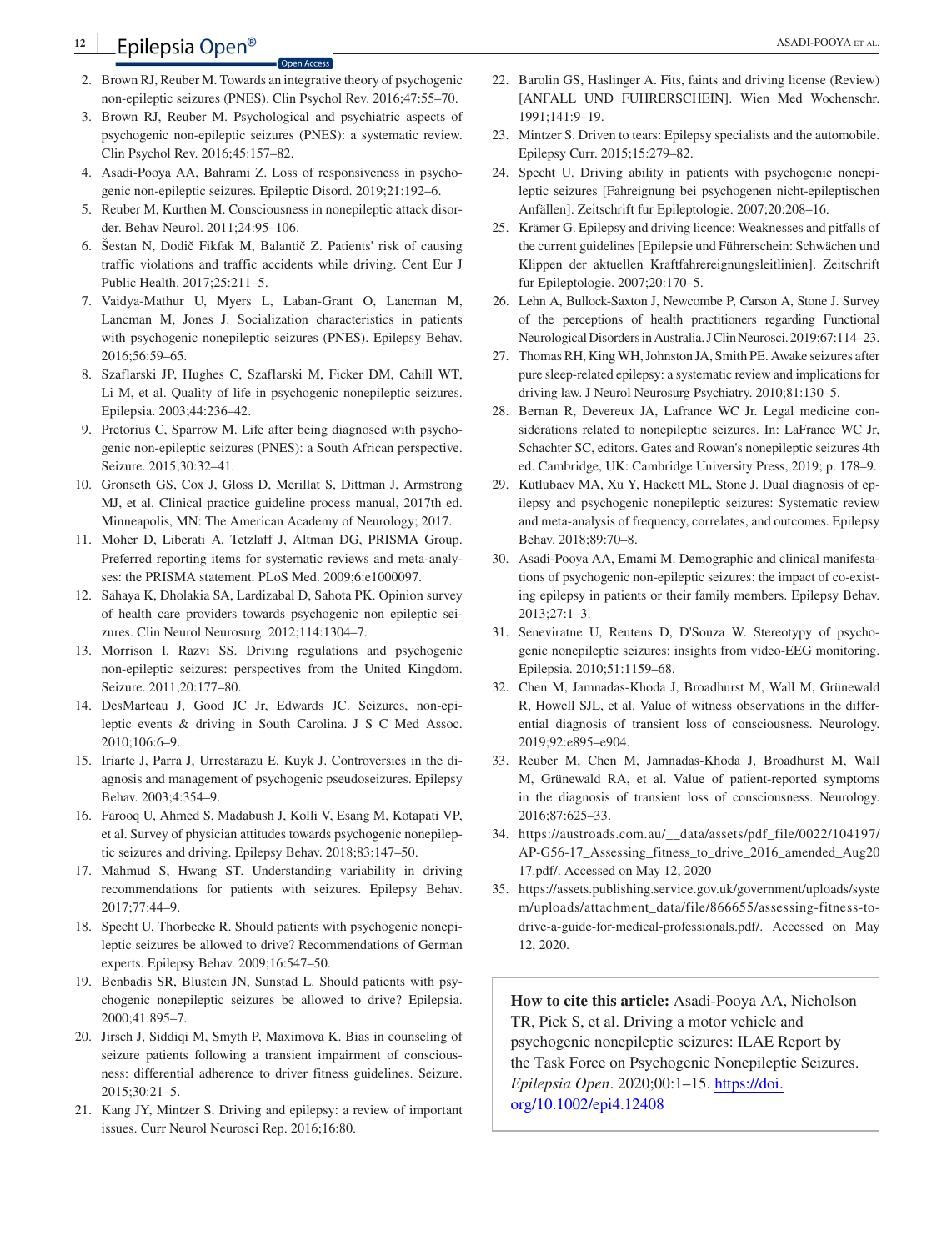2. Brown RJ, Reuber M. Towards an integrative theory of psychogenic non-epileptic seizures (PNES). Clin Psychol Rev. 2016;47:55–70.
3. Brown RJ, Reuber M. Psychological and psychiatric aspects of psychogenic non-epileptic seizures (PNES): a systematic review. Clin Psychol Rev. 2016;45:157–82.
4. Asadi-Pooya AA, Bahrami Z. Loss of responsiveness in psychogenic non-epileptic seizures. Epileptic Disord. 2019;21:192–6.
5. Reuber M, Kurthen M. Consciousness in nonepileptic attack disorder. Behav Neurol. 2011;24:95–106.
6. Šestan N, Dodič Fikfak M, Balantič Z. Patients' risk of causing traffic violations and traffic accidents while driving. Cent Eur J Public Health. 2017;25:211–5.
7. Vaidya-Mathur U, Myers L, Laban-Grant O, Lancman M, Lancman M, Jones J. Socialization characteristics in patients with psychogenic nonepileptic seizures (PNES). Epilepsy Behav. 2016;56:59–65.
8. Szaflarski JP, Hughes C, Szaflarski M, Ficker DM, Cahill WT, Li M, et al. Quality of life in psychogenic nonepileptic seizures. Epilepsia. 2003;44:236–42.
9. Pretorius C, Sparrow M. Life after being diagnosed with psychogenic non-epileptic seizures (PNES): a South African perspective. Seizure. 2015;30:32–41.
10. Gronseth GS, Cox J, Gloss D, Merillat S, Dittman J, Armstrong MJ, et al. Clinical practice guideline process manual, 2017th ed. Minneapolis, MN: The American Academy of Neurology; 2017.
11. Moher D, Liberati A, Tetzlaff J, Altman DG, PRISMA Group. Preferred reporting items for systematic reviews and meta-analyses: the PRISMA statement. PLoS Med. 2009;6:e1000097.
12. Sahaya K, Dholakia SA, Lardizabal D, Sahota PK. Opinion survey of health care providers towards psychogenic non epileptic seizures. Clin Neurol Neurosurg. 2012;114:1304–7.
13. Morrison I, Razvi SS. Driving regulations and psychogenic non-epileptic seizures: perspectives from the United Kingdom. Seizure. 2011;20:177–80.
14. DesMarteau J, Good JC Jr, Edwards JC. Seizures, non-epileptic events & driving in South Carolina. J S C Med Assoc. 2010;106:6–9.
15. Iriarte J, Parra J, Urrestarazu E, Kuyk J. Controversies in the diagnosis and management of psychogenic pseudoseizures. Epilepsy Behav. 2003;4:354–9.
16. Farooq U, Ahmed S, Madabush J, Kolli V, Esang M, Kotapati VP, et al. Survey of physician attitudes towards psychogenic nonepileptic seizures and driving. Epilepsy Behav. 2018;83:147–50.
17. Mahmud S, Hwang ST. Understanding variability in driving recommendations for patients with seizures. Epilepsy Behav. 2017;77:44–9.
18. Specht U, Thorbecke R. Should patients with psychogenic nonepileptic seizures be allowed to drive? Recommendations of German experts. Epilepsy Behav. 2009;16:547–50.
19. Benbadis SR, Blustein JN, Sunstad L. Should patients with psychogenic nonepileptic seizures be allowed to drive? Epilepsia. 2000;41:895–7.
20. Jirsch J, Siddiqi M, Smyth P, Maximova K. Bias in counseling of seizure patients following a transient impairment of consciousness: differential adherence to driver fitness guidelines. Seizure. 2015;30:21–5.
21. Kang JY, Mintzer S. Driving and epilepsy: a review of important issues. Curr Neurol Neurosci Rep. 2016;16:80.
22. Barolin GS, Haslinger A. Fits, faints and driving license (Review) [ANFALL UND FUHRERSCHEIN]. Wien Med Wochenschr. 1991;141:9–19.
23. Mintzer S. Driven to tears: Epilepsy specialists and the automobile. Epilepsy Curr. 2015;15:279–82.
24. Specht U. Driving ability in patients with psychogenic nonepileptic seizures [Fahreignung bei psychogenen nicht-epileptischen Anfällen]. Zeitschrift fur Epileptologie. 2007;20:208–16.
25. Krämer G. Epilepsy and driving licence: Weaknesses and pitfalls of the current guidelines [Epilepsie und Führerschein: Schwächen und Klippen der aktuellen Kraftfahrereignungsleitlinien]. Zeitschrift fur Epileptologie. 2007;20:170–5.
26. Lehn A, Bullock-Saxton J, Newcombe P, Carson A, Stone J. Survey of the perceptions of health practitioners regarding Functional Neurological Disorders in Australia. J Clin Neurosci. 2019;67:114–23.
27. Thomas RH, King WH, Johnston JA, Smith PE. Awake seizures after pure sleep-related epilepsy: a systematic review and implications for driving law. J Neurol Neurosurg Psychiatry. 2010;81:130–5.
28. Bernan R, Devereux JA, Lafrance WC Jr. Legal medicine considerations related to nonepileptic seizures. In: LaFrance WC Jr, Schachter SC, editors. Gates and Rowan's nonepileptic seizures 4th ed. Cambridge, UK: Cambridge University Press, 2019; p. 178–9.
29. Kutlubaev MA, Xu Y, Hackett ML, Stone J. Dual diagnosis of epilepsy and psychogenic nonepileptic seizures: Systematic review and meta-analysis of frequency, correlates, and outcomes. Epilepsy Behav. 2018;89:70–8.
30. Asadi-Pooya AA, Emami M. Demographic and clinical manifestations of psychogenic non-epileptic seizures: the impact of co-existing epilepsy in patients or their family members. Epilepsy Behav. 2013;27:1–3.
31. Seneviratne U, Reutens D, D'Souza W. Stereotypy of psychogenic nonepileptic seizures: insights from video-EEG monitoring. Epilepsia. 2010;51:1159–68.
32. Chen M, Jamnadas-Khoda J, Broadhurst M, Wall M, Grünewald R, Howell SJL, et al. Value of witness observations in the differential diagnosis of transient loss of consciousness. Neurology. 2019;92:e895–e904.
33. Reuber M, Chen M, Jamnadas-Khoda J, Broadhurst M, Wall M, Grünewald RA, et al. Value of patient-reported symptoms in the diagnosis of transient loss of consciousness. Neurology. 2016;87:625–33.
34. https://austroads.com.au/__data/assets/pdf_file/0022/104197/AP-G56-17_Assessing_fitness_to_drive_2016_amended_Aug2017.pdf/. Accessed on May 12, 2020
35. https://assets.publishing.service.gov.uk/government/uploads/system/uploads/attachment_data/file/866655/assessing-fitness-to-drive-a-guide-for-medical-professionals.pdf/. Accessed on May 12, 2020.

**How to cite this article:** Asadi-Pooya AA, Nicholson TR, Pick S, et al. Driving a motor vehicle and psychogenic nonepileptic seizures: ILAE Report by the Task Force on Psychogenic Nonepileptic Seizures. *Epilepsia Open*. 2020;00:1–15. https://doi.org/10.1002/epi4.12408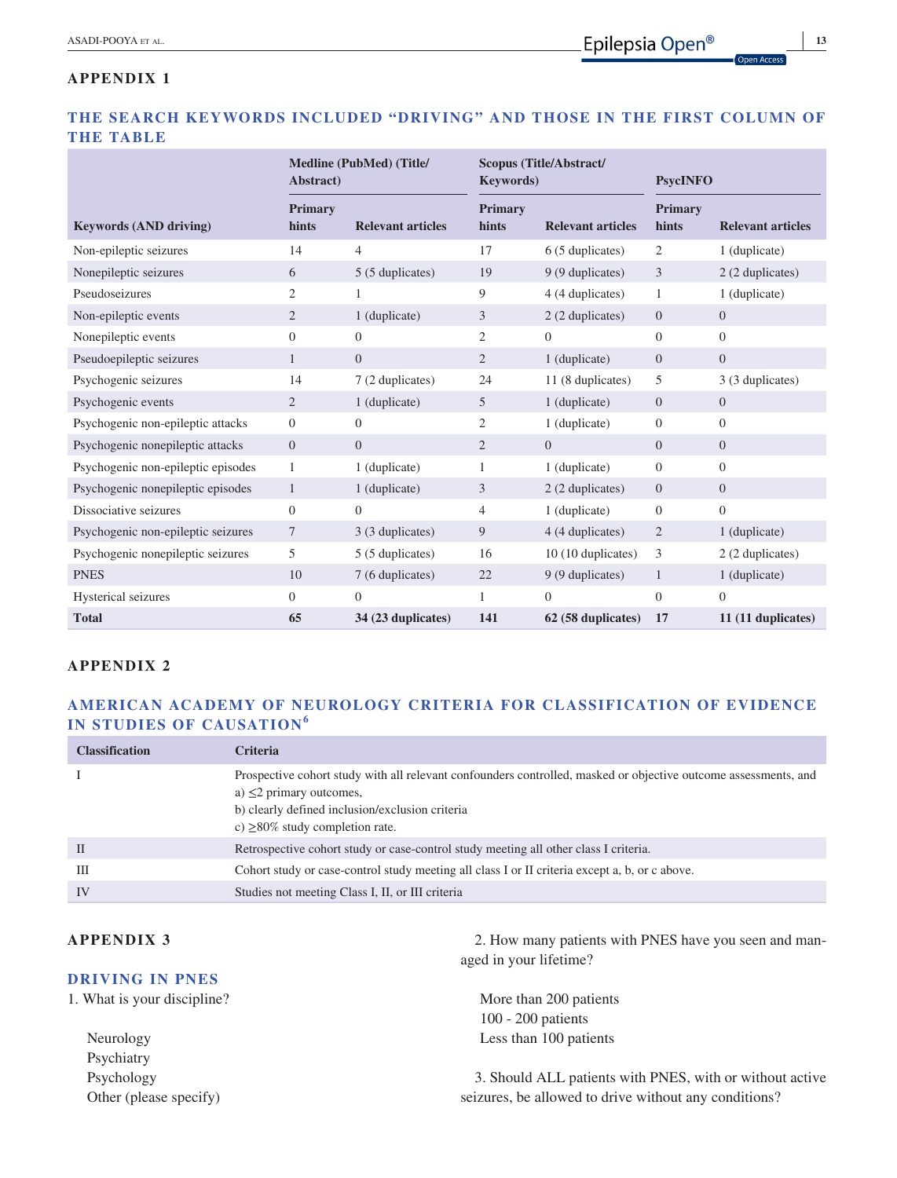## APPENDIX 1

### THE SEARCH KEYWORDS INCLUDED "DRIVING" AND THOSE IN THE FIRST COLUMN OF THE TABLE

| | Medline (PubMed) (Title/Abstract) | | Scopus (Title/Abstract/Keywords) | | PsycINFO | |
|---|---|---|---|---|---|---|
| **Keywords (AND driving)** | **Primary hints** | **Relevant articles** | **Primary hints** | **Relevant articles** | **Primary hints** | **Relevant articles** |
| Non-epileptic seizures | 14 | 4 | 17 | 6 (5 duplicates) | 2 | 1 (duplicate) |
| Nonepileptic seizures | 6 | 5 (5 duplicates) | 19 | 9 (9 duplicates) | 3 | 2 (2 duplicates) |
| Pseudoseizures | 2 | 1 | 9 | 4 (4 duplicates) | 1 | 1 (duplicate) |
| Non-epileptic events | 2 | 1 (duplicate) | 3 | 2 (2 duplicates) | 0 | 0 |
| Nonepileptic events | 0 | 0 | 2 | 0 | 0 | 0 |
| Pseudoepileptic seizures | 1 | 0 | 2 | 1 (duplicate) | 0 | 0 |
| Psychogenic seizures | 14 | 7 (2 duplicates) | 24 | 11 (8 duplicates) | 5 | 3 (3 duplicates) |
| Psychogenic events | 2 | 1 (duplicate) | 5 | 1 (duplicate) | 0 | 0 |
| Psychogenic non-epileptic attacks | 0 | 0 | 2 | 1 (duplicate) | 0 | 0 |
| Psychogenic nonepileptic attacks | 0 | 0 | 2 | 0 | 0 | 0 |
| Psychogenic non-epileptic episodes | 1 | 1 (duplicate) | 1 | 1 (duplicate) | 0 | 0 |
| Psychogenic nonepileptic episodes | 1 | 1 (duplicate) | 3 | 2 (2 duplicates) | 0 | 0 |
| Dissociative seizures | 0 | 0 | 4 | 1 (duplicate) | 0 | 0 |
| Psychogenic non-epileptic seizures | 7 | 3 (3 duplicates) | 9 | 4 (4 duplicates) | 2 | 1 (duplicate) |
| Psychogenic nonepileptic seizures | 5 | 5 (5 duplicates) | 16 | 10 (10 duplicates) | 3 | 2 (2 duplicates) |
| PNES | 10 | 7 (6 duplicates) | 22 | 9 (9 duplicates) | 1 | 1 (duplicate) |
| Hysterical seizures | 0 | 0 | 1 | 0 | 0 | 0 |
| **Total** | **65** | **34 (23 duplicates)** | **141** | **62 (58 duplicates)** | **17** | **11 (11 duplicates)** |

## APPENDIX 2

### AMERICAN ACADEMY OF NEUROLOGY CRITERIA FOR CLASSIFICATION OF EVIDENCE IN STUDIES OF CAUSATION[6]

| Classification | Criteria |
|---|---|
| I | Prospective cohort study with all relevant confounders controlled, masked or objective outcome assessments, and a) $\leq$2 primary outcomes, b) clearly defined inclusion/exclusion criteria c) $\geq$80% study completion rate. |
| II | Retrospective cohort study or case-control study meeting all other class I criteria. |
| III | Cohort study or case-control study meeting all class I or II criteria except a, b, or c above. |
| IV | Studies not meeting Class I, II, or III criteria |

## APPENDIX 3

### DRIVING IN PNES

1. What is your discipline?

   Neurology
   Psychiatry
   Psychology
   Other (please specify)

2. How many patients with PNES have you seen and managed in your lifetime?

   More than 200 patients
   100 - 200 patients
   Less than 100 patients

3. Should ALL patients with PNES, with or without active seizures, be allowed to drive without any conditions?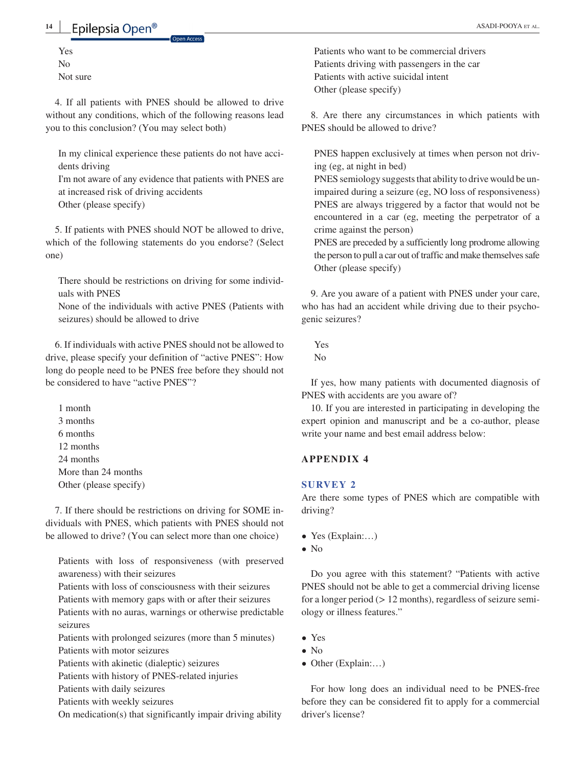Yes
No
Not sure

4. If all patients with PNES should be allowed to drive without any conditions, which of the following reasons lead you to this conclusion? (You may select both)

In my clinical experience these patients do not have accidents driving
I'm not aware of any evidence that patients with PNES are at increased risk of driving accidents
Other (please specify)

5. If patients with PNES should NOT be allowed to drive, which of the following statements do you endorse? (Select one)

There should be restrictions on driving for some individuals with PNES
None of the individuals with active PNES (Patients with seizures) should be allowed to drive

6. If individuals with active PNES should not be allowed to drive, please specify your definition of "active PNES": How long do people need to be PNES free before they should not be considered to have "active PNES"?

1 month
3 months
6 months
12 months
24 months
More than 24 months
Other (please specify)

7. If there should be restrictions on driving for SOME individuals with PNES, which patients with PNES should not be allowed to drive? (You can select more than one choice)

Patients with loss of responsiveness (with preserved awareness) with their seizures
Patients with loss of consciousness with their seizures
Patients with memory gaps with or after their seizures
Patients with no auras, warnings or otherwise predictable seizures
Patients with prolonged seizures (more than 5 minutes)
Patients with motor seizures
Patients with akinetic (dialeptic) seizures
Patients with history of PNES-related injuries
Patients with daily seizures
Patients with weekly seizures
On medication(s) that significantly impair driving ability
Patients who want to be commercial drivers
Patients driving with passengers in the car
Patients with active suicidal intent
Other (please specify)

8. Are there any circumstances in which patients with PNES should be allowed to drive?

PNES happen exclusively at times when person not driving (eg, at night in bed)
PNES semiology suggests that ability to drive would be unimpaired during a seizure (eg, NO loss of responsiveness)
PNES are always triggered by a factor that would not be encountered in a car (eg, meeting the perpetrator of a crime against the person)
PNES are preceded by a sufficiently long prodrome allowing the person to pull a car out of traffic and make themselves safe
Other (please specify)

9. Are you aware of a patient with PNES under your care, who has had an accident while driving due to their psychogenic seizures?

Yes
No

If yes, how many patients with documented diagnosis of PNES with accidents are you aware of?

10. If you are interested in participating in developing the expert opinion and manuscript and be a co-author, please write your name and best email address below:

## APPENDIX 4

### SURVEY 2

Are there some types of PNES which are compatible with driving?

- Yes (Explain:…)
- No

Do you agree with this statement? "Patients with active PNES should not be able to get a commercial driving license for a longer period (> 12 months), regardless of seizure semiology or illness features."

- Yes
- No
- Other (Explain:…)

For how long does an individual need to be PNES-free before they can be considered fit to apply for a commercial driver's license?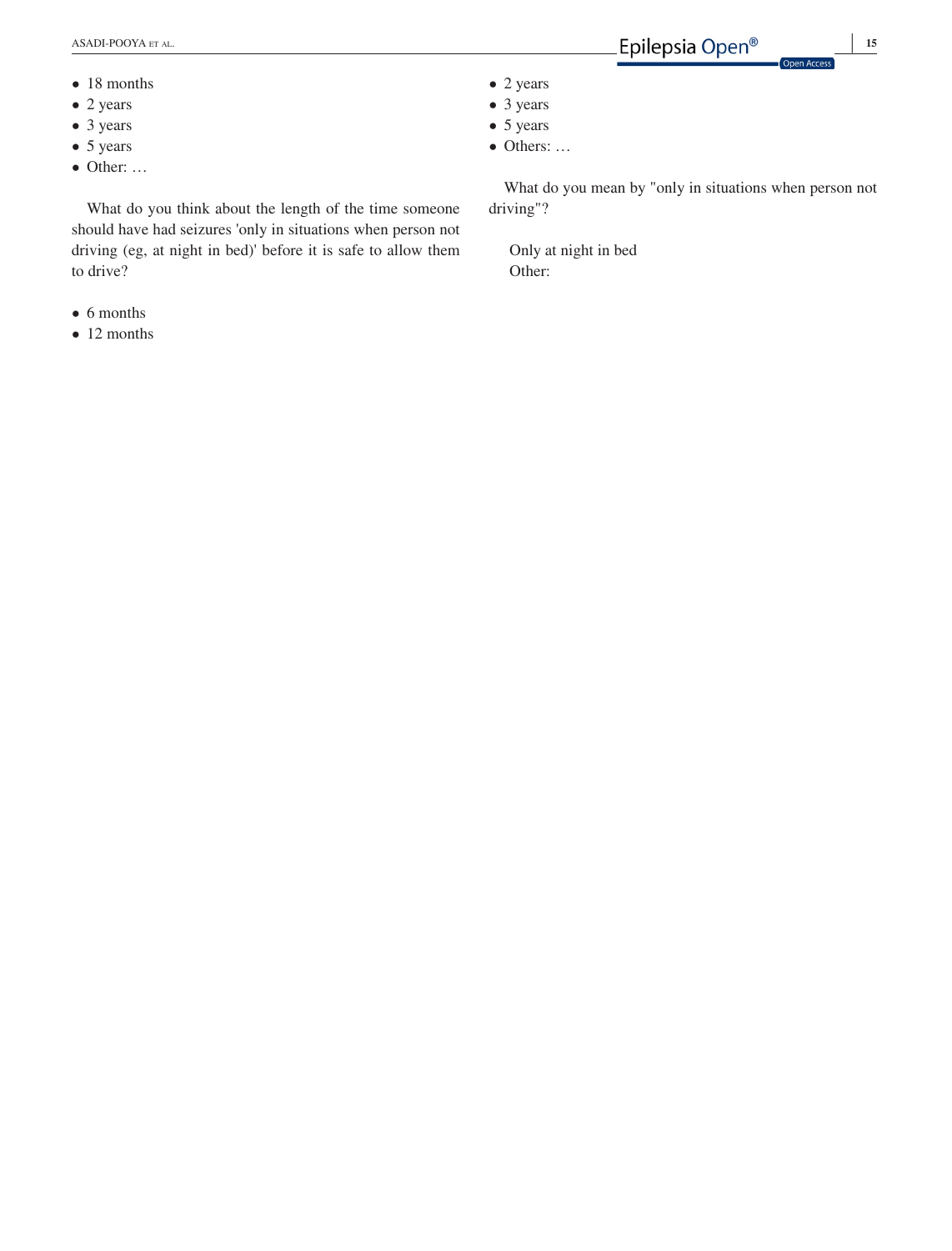- 18 months
- 2 years
- 3 years
- 5 years
- Other: …

What do you think about the length of the time someone should have had seizures 'only in situations when person not driving (eg, at night in bed)' before it is safe to allow them to drive?

- 6 months
- 12 months
- 2 years
- 3 years
- 5 years
- Others: …

What do you mean by "only in situations when person not driving"?

Only at night in bed

Other: